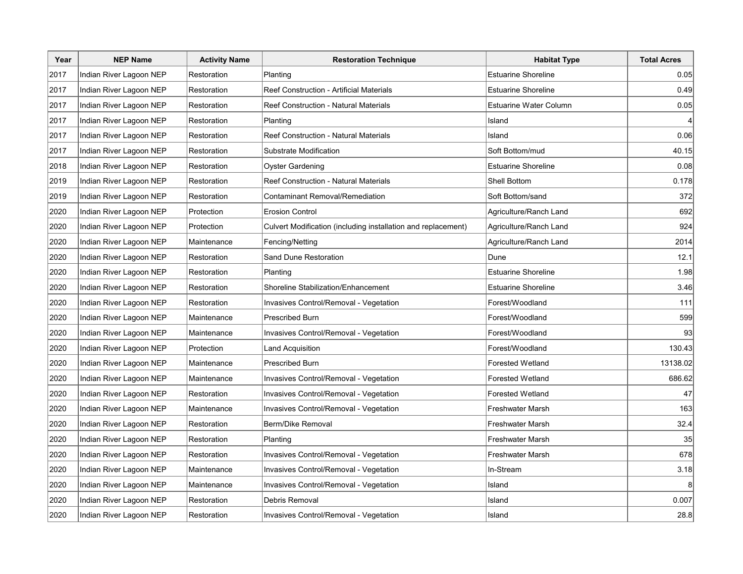| Year | NEP Name | Activity Name | Restoration Technique | Habitat Type | Total Acres |
|---|---|---|---|---|---|
| 2017 | Indian River Lagoon NEP | Restoration | Planting | Estuarine Shoreline | 0.05 |
| 2017 | Indian River Lagoon NEP | Restoration | Reef Construction - Artificial Materials | Estuarine Shoreline | 0.49 |
| 2017 | Indian River Lagoon NEP | Restoration | Reef Construction - Natural Materials | Estuarine Water Column | 0.05 |
| 2017 | Indian River Lagoon NEP | Restoration | Planting | Island | 4 |
| 2017 | Indian River Lagoon NEP | Restoration | Reef Construction - Natural Materials | Island | 0.06 |
| 2017 | Indian River Lagoon NEP | Restoration | Substrate Modification | Soft Bottom/mud | 40.15 |
| 2018 | Indian River Lagoon NEP | Restoration | Oyster Gardening | Estuarine Shoreline | 0.08 |
| 2019 | Indian River Lagoon NEP | Restoration | Reef Construction - Natural Materials | Shell Bottom | 0.178 |
| 2019 | Indian River Lagoon NEP | Restoration | Contaminant Removal/Remediation | Soft Bottom/sand | 372 |
| 2020 | Indian River Lagoon NEP | Protection | Erosion Control | Agriculture/Ranch Land | 692 |
| 2020 | Indian River Lagoon NEP | Protection | Culvert Modification (including installation and replacement) | Agriculture/Ranch Land | 924 |
| 2020 | Indian River Lagoon NEP | Maintenance | Fencing/Netting | Agriculture/Ranch Land | 2014 |
| 2020 | Indian River Lagoon NEP | Restoration | Sand Dune Restoration | Dune | 12.1 |
| 2020 | Indian River Lagoon NEP | Restoration | Planting | Estuarine Shoreline | 1.98 |
| 2020 | Indian River Lagoon NEP | Restoration | Shoreline Stabilization/Enhancement | Estuarine Shoreline | 3.46 |
| 2020 | Indian River Lagoon NEP | Restoration | Invasives Control/Removal - Vegetation | Forest/Woodland | 111 |
| 2020 | Indian River Lagoon NEP | Maintenance | Prescribed Burn | Forest/Woodland | 599 |
| 2020 | Indian River Lagoon NEP | Maintenance | Invasives Control/Removal - Vegetation | Forest/Woodland | 93 |
| 2020 | Indian River Lagoon NEP | Protection | Land Acquisition | Forest/Woodland | 130.43 |
| 2020 | Indian River Lagoon NEP | Maintenance | Prescribed Burn | Forested Wetland | 13138.02 |
| 2020 | Indian River Lagoon NEP | Maintenance | Invasives Control/Removal - Vegetation | Forested Wetland | 686.62 |
| 2020 | Indian River Lagoon NEP | Restoration | Invasives Control/Removal - Vegetation | Forested Wetland | 47 |
| 2020 | Indian River Lagoon NEP | Maintenance | Invasives Control/Removal - Vegetation | Freshwater Marsh | 163 |
| 2020 | Indian River Lagoon NEP | Restoration | Berm/Dike Removal | Freshwater Marsh | 32.4 |
| 2020 | Indian River Lagoon NEP | Restoration | Planting | Freshwater Marsh | 35 |
| 2020 | Indian River Lagoon NEP | Restoration | Invasives Control/Removal - Vegetation | Freshwater Marsh | 678 |
| 2020 | Indian River Lagoon NEP | Maintenance | Invasives Control/Removal - Vegetation | In-Stream | 3.18 |
| 2020 | Indian River Lagoon NEP | Maintenance | Invasives Control/Removal - Vegetation | Island | 8 |
| 2020 | Indian River Lagoon NEP | Restoration | Debris Removal | Island | 0.007 |
| 2020 | Indian River Lagoon NEP | Restoration | Invasives Control/Removal - Vegetation | Island | 28.8 |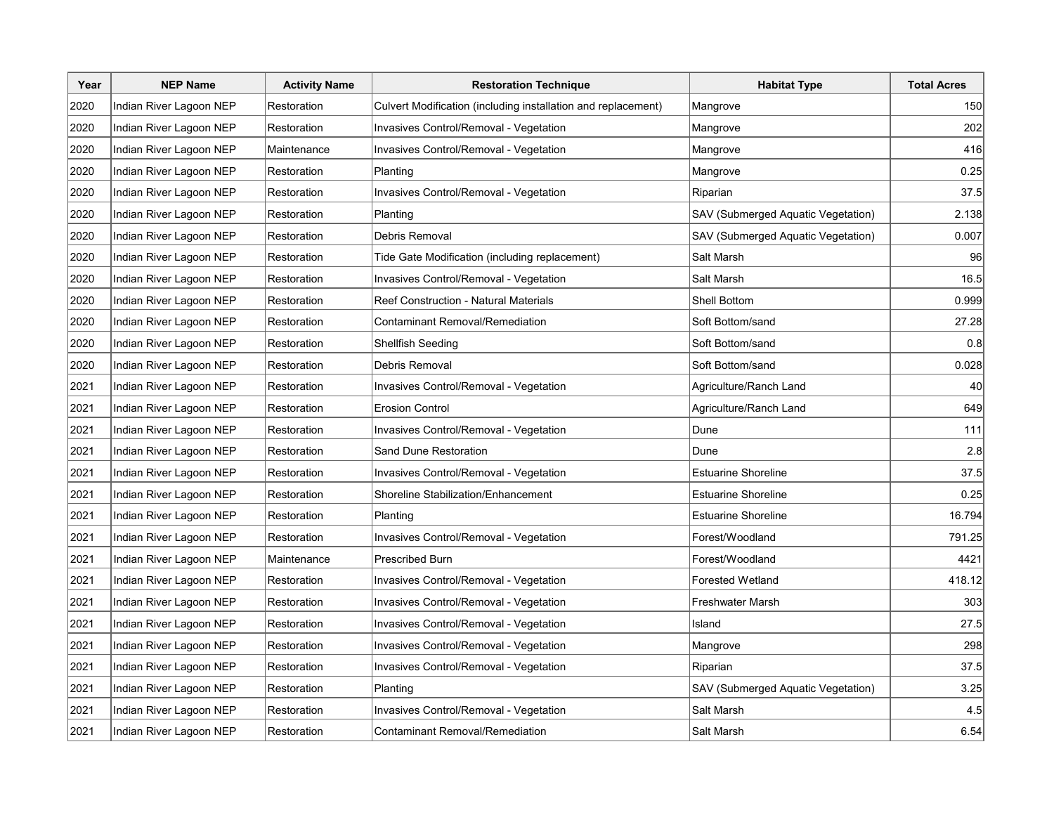| Year | NEP Name | Activity Name | Restoration Technique | Habitat Type | Total Acres |
|---|---|---|---|---|---|
| 2020 | Indian River Lagoon NEP | Restoration | Culvert Modification (including installation and replacement) | Mangrove | 150 |
| 2020 | Indian River Lagoon NEP | Restoration | Invasives Control/Removal - Vegetation | Mangrove | 202 |
| 2020 | Indian River Lagoon NEP | Maintenance | Invasives Control/Removal - Vegetation | Mangrove | 416 |
| 2020 | Indian River Lagoon NEP | Restoration | Planting | Mangrove | 0.25 |
| 2020 | Indian River Lagoon NEP | Restoration | Invasives Control/Removal - Vegetation | Riparian | 37.5 |
| 2020 | Indian River Lagoon NEP | Restoration | Planting | SAV (Submerged Aquatic Vegetation) | 2.138 |
| 2020 | Indian River Lagoon NEP | Restoration | Debris Removal | SAV (Submerged Aquatic Vegetation) | 0.007 |
| 2020 | Indian River Lagoon NEP | Restoration | Tide Gate Modification (including replacement) | Salt Marsh | 96 |
| 2020 | Indian River Lagoon NEP | Restoration | Invasives Control/Removal - Vegetation | Salt Marsh | 16.5 |
| 2020 | Indian River Lagoon NEP | Restoration | Reef Construction - Natural Materials | Shell Bottom | 0.999 |
| 2020 | Indian River Lagoon NEP | Restoration | Contaminant Removal/Remediation | Soft Bottom/sand | 27.28 |
| 2020 | Indian River Lagoon NEP | Restoration | Shellfish Seeding | Soft Bottom/sand | 0.8 |
| 2020 | Indian River Lagoon NEP | Restoration | Debris Removal | Soft Bottom/sand | 0.028 |
| 2021 | Indian River Lagoon NEP | Restoration | Invasives Control/Removal - Vegetation | Agriculture/Ranch Land | 40 |
| 2021 | Indian River Lagoon NEP | Restoration | Erosion Control | Agriculture/Ranch Land | 649 |
| 2021 | Indian River Lagoon NEP | Restoration | Invasives Control/Removal - Vegetation | Dune | 111 |
| 2021 | Indian River Lagoon NEP | Restoration | Sand Dune Restoration | Dune | 2.8 |
| 2021 | Indian River Lagoon NEP | Restoration | Invasives Control/Removal - Vegetation | Estuarine Shoreline | 37.5 |
| 2021 | Indian River Lagoon NEP | Restoration | Shoreline Stabilization/Enhancement | Estuarine Shoreline | 0.25 |
| 2021 | Indian River Lagoon NEP | Restoration | Planting | Estuarine Shoreline | 16.794 |
| 2021 | Indian River Lagoon NEP | Restoration | Invasives Control/Removal - Vegetation | Forest/Woodland | 791.25 |
| 2021 | Indian River Lagoon NEP | Maintenance | Prescribed Burn | Forest/Woodland | 4421 |
| 2021 | Indian River Lagoon NEP | Restoration | Invasives Control/Removal - Vegetation | Forested Wetland | 418.12 |
| 2021 | Indian River Lagoon NEP | Restoration | Invasives Control/Removal - Vegetation | Freshwater Marsh | 303 |
| 2021 | Indian River Lagoon NEP | Restoration | Invasives Control/Removal - Vegetation | Island | 27.5 |
| 2021 | Indian River Lagoon NEP | Restoration | Invasives Control/Removal - Vegetation | Mangrove | 298 |
| 2021 | Indian River Lagoon NEP | Restoration | Invasives Control/Removal - Vegetation | Riparian | 37.5 |
| 2021 | Indian River Lagoon NEP | Restoration | Planting | SAV (Submerged Aquatic Vegetation) | 3.25 |
| 2021 | Indian River Lagoon NEP | Restoration | Invasives Control/Removal - Vegetation | Salt Marsh | 4.5 |
| 2021 | Indian River Lagoon NEP | Restoration | Contaminant Removal/Remediation | Salt Marsh | 6.54 |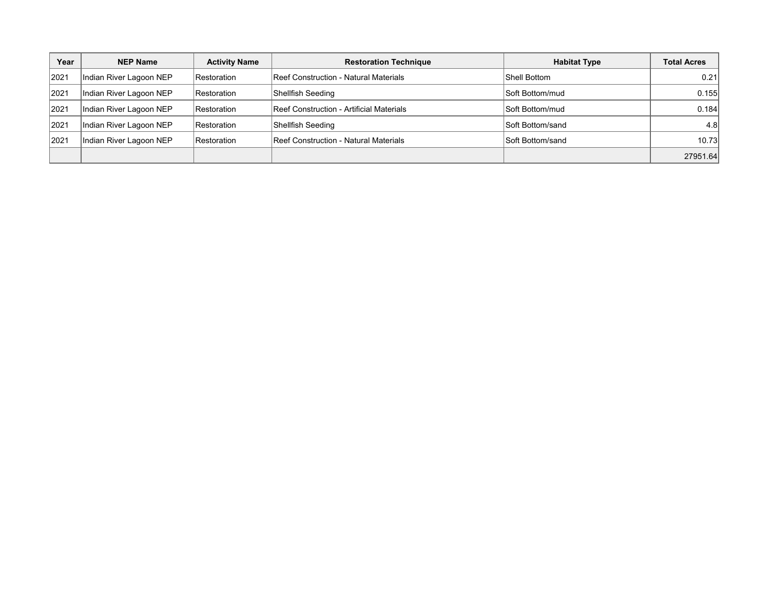| Year | NEP Name | Activity Name | Restoration Technique | Habitat Type | Total Acres |
|---|---|---|---|---|---|
| 2021 | Indian River Lagoon NEP | Restoration | Reef Construction - Natural Materials | Shell Bottom | 0.21 |
| 2021 | Indian River Lagoon NEP | Restoration | Shellfish Seeding | Soft Bottom/mud | 0.155 |
| 2021 | Indian River Lagoon NEP | Restoration | Reef Construction - Artificial Materials | Soft Bottom/mud | 0.184 |
| 2021 | Indian River Lagoon NEP | Restoration | Shellfish Seeding | Soft Bottom/sand | 4.8 |
| 2021 | Indian River Lagoon NEP | Restoration | Reef Construction - Natural Materials | Soft Bottom/sand | 10.73 |
| | | | | | 27951.64 |